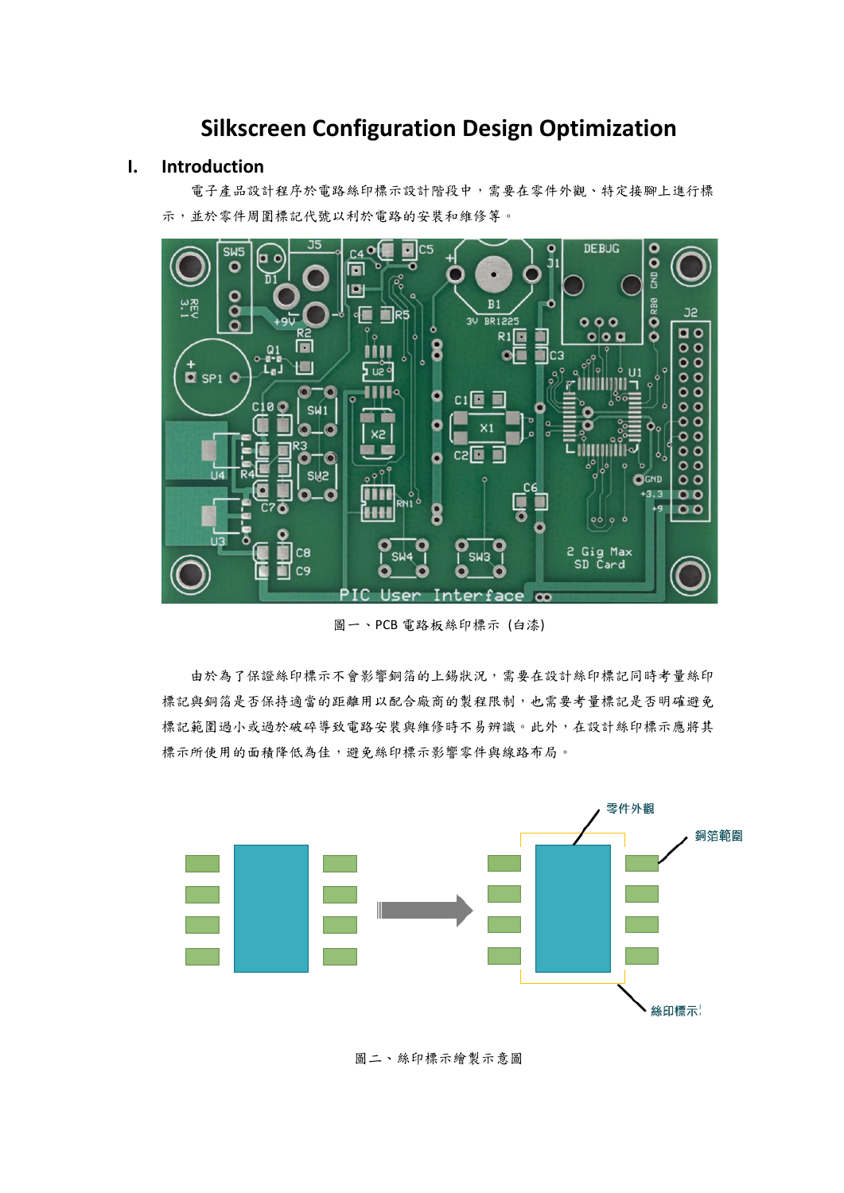# Silkscreen Configuration Design Optimization

## I. Introduction

電子產品設計程序於電路絲印標示設計階段中，需要在零件外觀、特定接腳上進行標示，並於零件周圍標記代號以利於電路的安裝和維修等。

圖一、PCB 電路板絲印標示 (白漆)

由於為了保證絲印標示不會影響銅箔的上錫狀況，需要在設計絲印標記同時考量絲印標記與銅箔是否保持適當的距離用以配合廠商的製程限制，也需要考量標記是否明確避免標記範圍過小或過於破碎導致電路安裝與維修時不易辨識。此外，在設計絲印標示應將其標示所使用的面積降低為佳，避免絲印標示影響零件與線路布局。

圖二、絲印標示繪製示意圖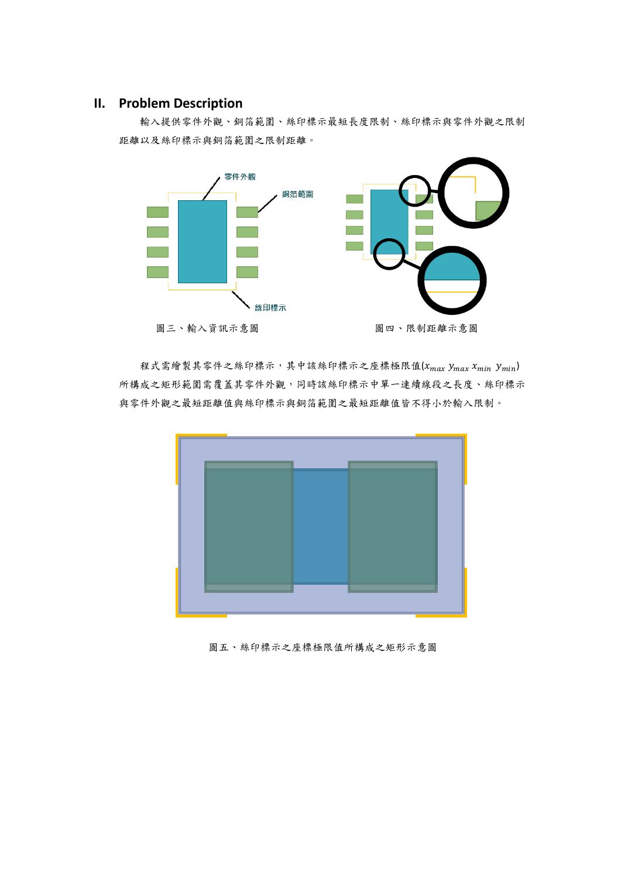## II. Problem Description

輸入提供零件外觀、銅箔範圍、絲印標示最短長度限制、絲印標示與零件外觀之限制距離以及絲印標示與銅箔範圍之限制距離。

零件外觀

銅箔範圍

絲印標示

圖三、輸入資訊示意圖

圖四、限制距離示意圖

程式需繪製其零件之絲印標示，其中該絲印標示之座標極限值($x_{max}$ $y_{max}$ $x_{min}$ $y_{min}$)所構成之矩形範圍需覆蓋其零件外觀，同時該絲印標示中單一連續線段之長度、絲印標示與零件外觀之最短距離值與絲印標示與銅箔範圍之最短距離值皆不得小於輸入限制。

圖五、絲印標示之座標極限值所構成之矩形示意圖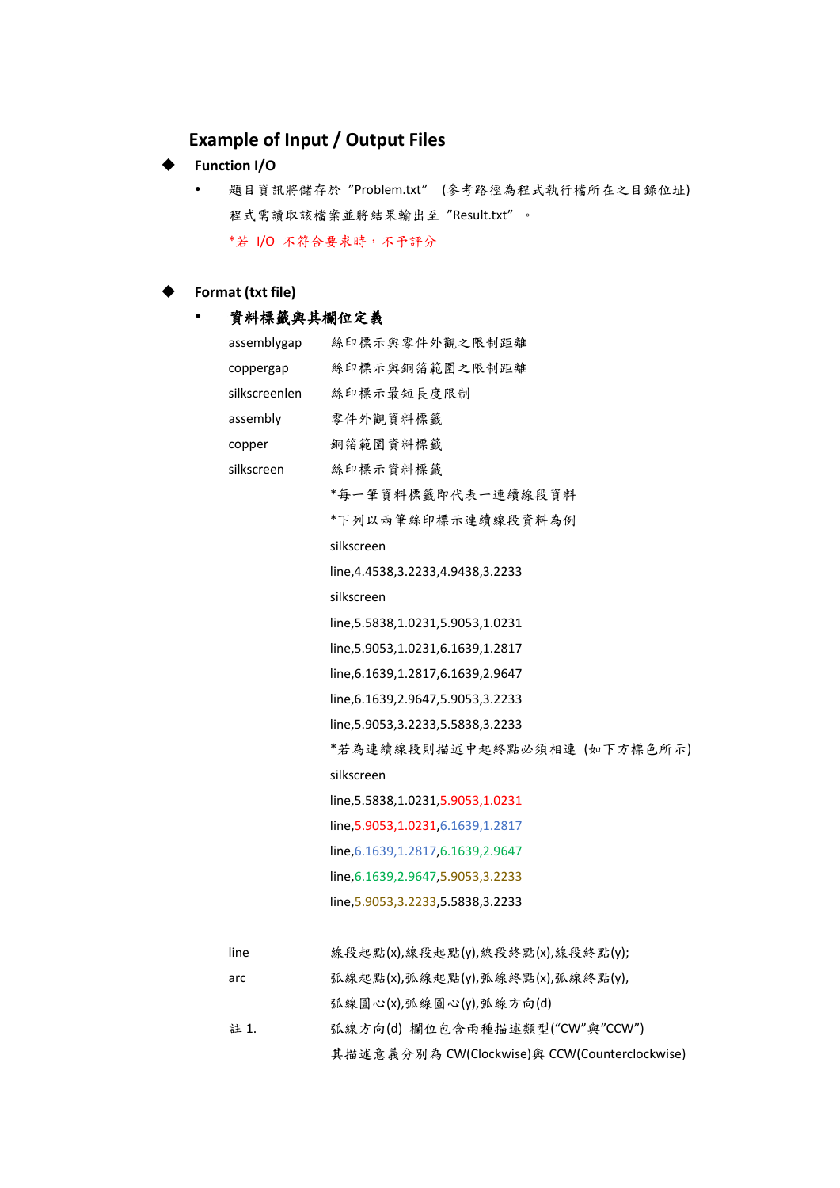## Example of Input / Output Files

- **Function I/O**
  - 題目資訊將儲存於 "Problem.txt" (參考路徑為程式執行檔所在之目錄位址)
    程式需讀取該檔案並將結果輸出至 "Result.txt" 。
    *若 I/O 不符合要求時，不予評分

- **Format (txt file)**
  - **資料標籤與其欄位定義**

| | |
|---|---|
| assemblygap | 絲印標示與零件外觀之限制距離 |
| coppergap | 絲印標示與銅箔範圍之限制距離 |
| silkscreenlen | 絲印標示最短長度限制 |
| assembly | 零件外觀資料標籤 |
| copper | 銅箔範圍資料標籤 |
| silkscreen | 絲印標示資料標籤 |

*每一筆資料標籤即代表一連續線段資料

*下列以兩筆絲印標示連續線段資料為例

```
silkscreen
line,4.4538,3.2233,4.9438,3.2233
silkscreen
line,5.5838,1.0231,5.9053,1.0231
line,5.9053,1.0231,6.1639,1.2817
line,6.1639,1.2817,6.1639,2.9647
line,6.1639,2.9647,5.9053,3.2233
line,5.9053,3.2233,5.5838,3.2233
```

*若為連續線段則描述中起終點必須相連 (如下方標色所示)

```
silkscreen
line,5.5838,1.0231,5.9053,1.0231
line,5.9053,1.0231,6.1639,1.2817
line,6.1639,1.2817,6.1639,2.9647
line,6.1639,2.9647,5.9053,3.2233
line,5.9053,3.2233,5.5838,3.2233
```

| | |
|---|---|
| line | 線段起點(x),線段起點(y),線段終點(x),線段終點(y); |
| arc | 弧線起點(x),弧線起點(y),弧線終點(x),弧線終點(y),<br>弧線圓心(x),弧線圓心(y),弧線方向(d) |
| 註 1. | 弧線方向(d) 欄位包含兩種描述類型("CW"與"CCW")<br>其描述意義分別為 CW(Clockwise)與 CCW(Counterclockwise) |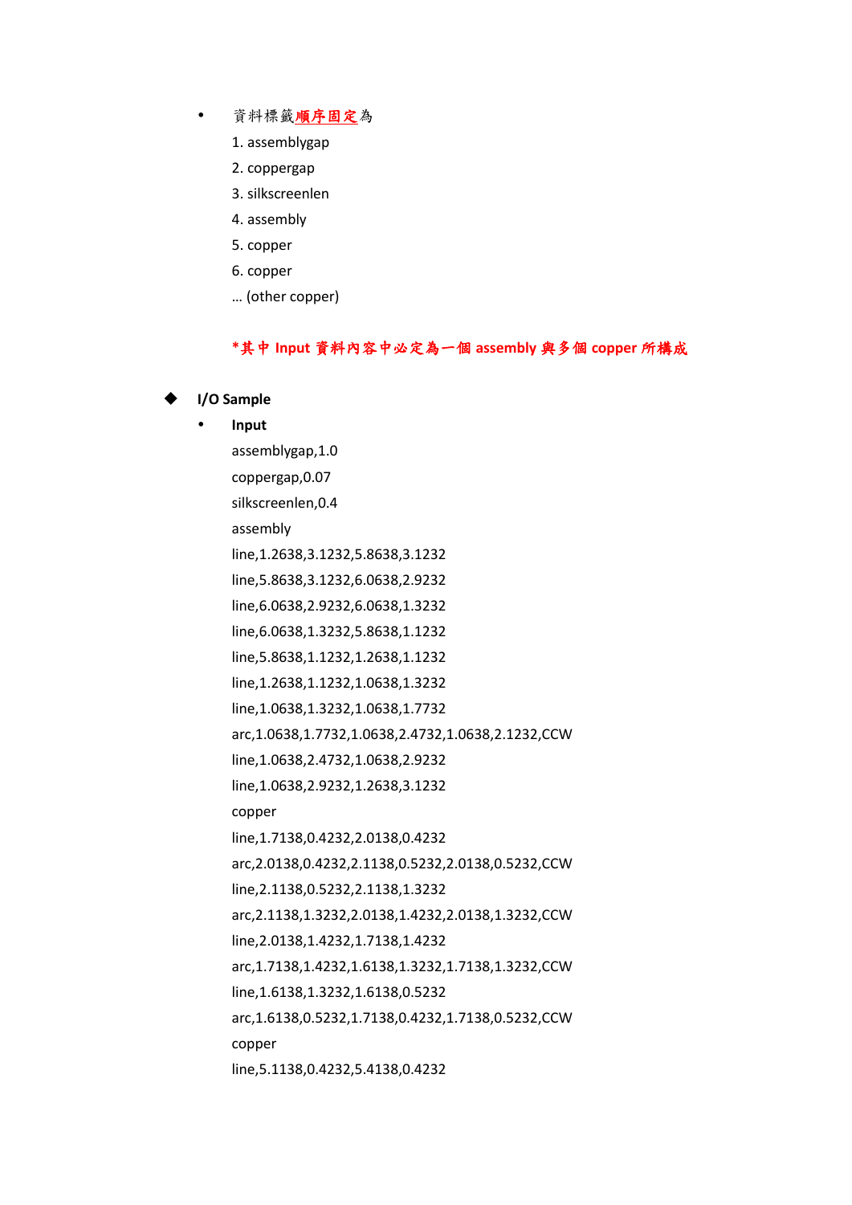- 資料標籤**順序固定**為

  1. assemblygap
  2. coppergap
  3. silkscreenlen
  4. assembly
  5. copper
  6. copper

  … (other copper)

  ***其中 Input 資料內容中必定為一個 assembly 與多個 copper 所構成**

## I/O Sample

- **Input**

```
assemblygap,1.0
coppergap,0.07
silkscreenlen,0.4
assembly
line,1.2638,3.1232,5.8638,3.1232
line,5.8638,3.1232,6.0638,2.9232
line,6.0638,2.9232,6.0638,1.3232
line,6.0638,1.3232,5.8638,1.1232
line,5.8638,1.1232,1.2638,1.1232
line,1.2638,1.1232,1.0638,1.3232
line,1.0638,1.3232,1.0638,1.7732
arc,1.0638,1.7732,1.0638,2.4732,1.0638,2.1232,CCW
line,1.0638,2.4732,1.0638,2.9232
line,1.0638,2.9232,1.2638,3.1232
copper
line,1.7138,0.4232,2.0138,0.4232
arc,2.0138,0.4232,2.1138,0.5232,2.0138,0.5232,CCW
line,2.1138,0.5232,2.1138,1.3232
arc,2.1138,1.3232,2.0138,1.4232,2.0138,1.3232,CCW
line,2.0138,1.4232,1.7138,1.4232
arc,1.7138,1.4232,1.6138,1.3232,1.7138,1.3232,CCW
line,1.6138,1.3232,1.6138,0.5232
arc,1.6138,0.5232,1.7138,0.4232,1.7138,0.5232,CCW
copper
line,5.1138,0.4232,5.4138,0.4232
```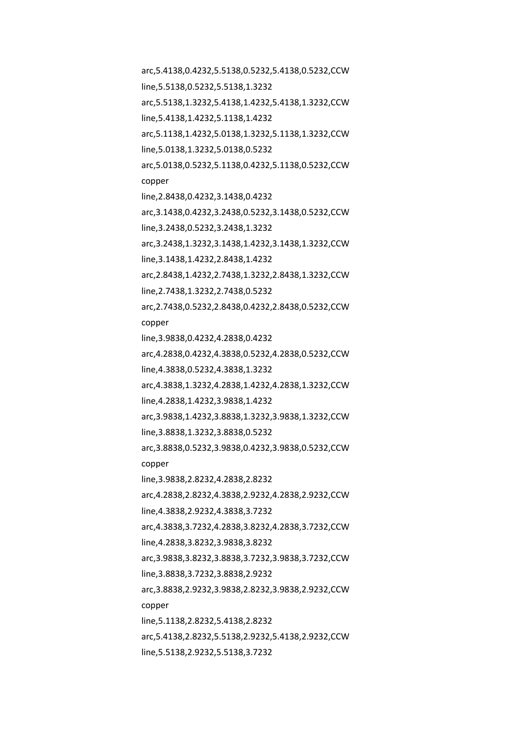arc,5.4138,0.4232,5.5138,0.5232,5.4138,0.5232,CCW

line,5.5138,0.5232,5.5138,1.3232

arc,5.5138,1.3232,5.4138,1.4232,5.4138,1.3232,CCW

line,5.4138,1.4232,5.1138,1.4232

arc,5.1138,1.4232,5.0138,1.3232,5.1138,1.3232,CCW

line,5.0138,1.3232,5.0138,0.5232

arc,5.0138,0.5232,5.1138,0.4232,5.1138,0.5232,CCW

copper

line,2.8438,0.4232,3.1438,0.4232

arc,3.1438,0.4232,3.2438,0.5232,3.1438,0.5232,CCW

line,3.2438,0.5232,3.2438,1.3232

arc,3.2438,1.3232,3.1438,1.4232,3.1438,1.3232,CCW

line,3.1438,1.4232,2.8438,1.4232

arc,2.8438,1.4232,2.7438,1.3232,2.8438,1.3232,CCW

line,2.7438,1.3232,2.7438,0.5232

arc,2.7438,0.5232,2.8438,0.4232,2.8438,0.5232,CCW

copper

line,3.9838,0.4232,4.2838,0.4232

arc,4.2838,0.4232,4.3838,0.5232,4.2838,0.5232,CCW

line,4.3838,0.5232,4.3838,1.3232

arc,4.3838,1.3232,4.2838,1.4232,4.2838,1.3232,CCW

line,4.2838,1.4232,3.9838,1.4232

arc,3.9838,1.4232,3.8838,1.3232,3.9838,1.3232,CCW

line,3.8838,1.3232,3.8838,0.5232

arc,3.8838,0.5232,3.9838,0.4232,3.9838,0.5232,CCW

copper

line,3.9838,2.8232,4.2838,2.8232

arc,4.2838,2.8232,4.3838,2.9232,4.2838,2.9232,CCW

line,4.3838,2.9232,4.3838,3.7232

arc,4.3838,3.7232,4.2838,3.8232,4.2838,3.7232,CCW

line,4.2838,3.8232,3.9838,3.8232

arc,3.9838,3.8232,3.8838,3.7232,3.9838,3.7232,CCW

line,3.8838,3.7232,3.8838,2.9232

arc,3.8838,2.9232,3.9838,2.8232,3.9838,2.9232,CCW

copper

line,5.1138,2.8232,5.4138,2.8232

arc,5.4138,2.8232,5.5138,2.9232,5.4138,2.9232,CCW

line,5.5138,2.9232,5.5138,3.7232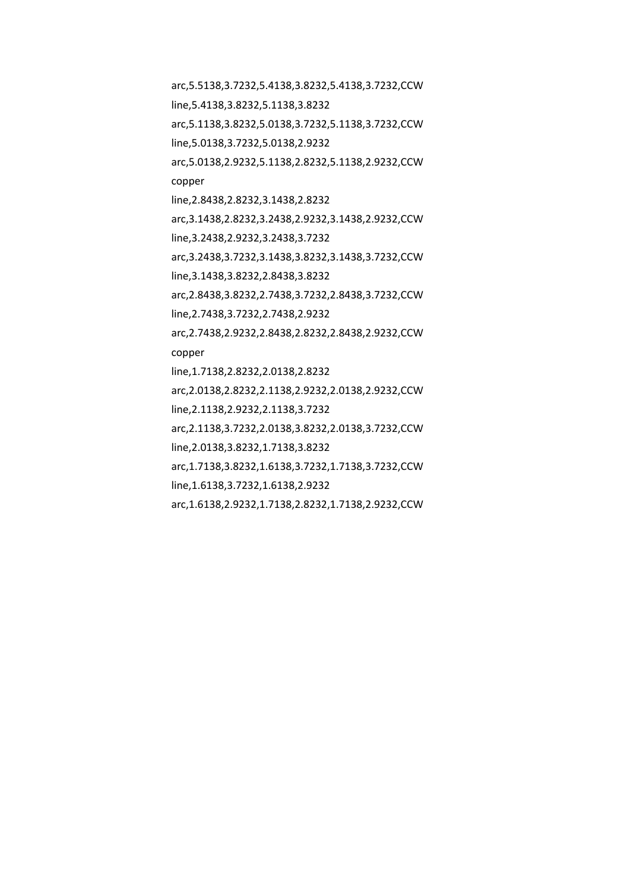arc,5.5138,3.7232,5.4138,3.8232,5.4138,3.7232,CCW

line,5.4138,3.8232,5.1138,3.8232

arc,5.1138,3.8232,5.0138,3.7232,5.1138,3.7232,CCW

line,5.0138,3.7232,5.0138,2.9232

arc,5.0138,2.9232,5.1138,2.8232,5.1138,2.9232,CCW

copper

line,2.8438,2.8232,3.1438,2.8232

arc,3.1438,2.8232,3.2438,2.9232,3.1438,2.9232,CCW

line,3.2438,2.9232,3.2438,3.7232

arc,3.2438,3.7232,3.1438,3.8232,3.1438,3.7232,CCW

line,3.1438,3.8232,2.8438,3.8232

arc,2.8438,3.8232,2.7438,3.7232,2.8438,3.7232,CCW

line,2.7438,3.7232,2.7438,2.9232

arc,2.7438,2.9232,2.8438,2.8232,2.8438,2.9232,CCW

copper

line,1.7138,2.8232,2.0138,2.8232

arc,2.0138,2.8232,2.1138,2.9232,2.0138,2.9232,CCW

line,2.1138,2.9232,2.1138,3.7232

arc,2.1138,3.7232,2.0138,3.8232,2.0138,3.7232,CCW

line,2.0138,3.8232,1.7138,3.8232

arc,1.7138,3.8232,1.6138,3.7232,1.7138,3.7232,CCW

line,1.6138,3.7232,1.6138,2.9232

arc,1.6138,2.9232,1.7138,2.8232,1.7138,2.9232,CCW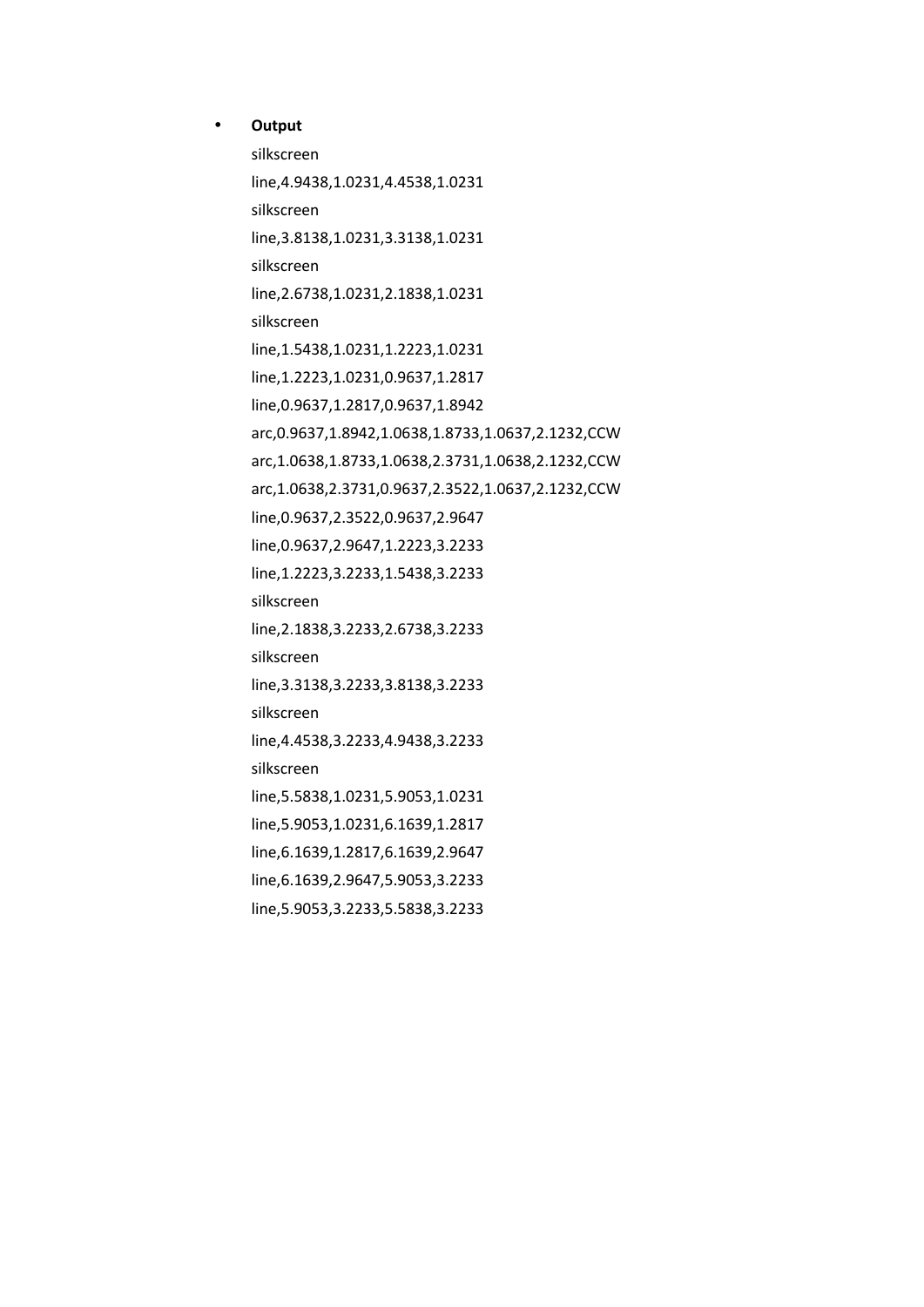- **Output**

  silkscreen

  line,4.9438,1.0231,4.4538,1.0231

  silkscreen

  line,3.8138,1.0231,3.3138,1.0231

  silkscreen

  line,2.6738,1.0231,2.1838,1.0231

  silkscreen

  line,1.5438,1.0231,1.2223,1.0231

  line,1.2223,1.0231,0.9637,1.2817

  line,0.9637,1.2817,0.9637,1.8942

  arc,0.9637,1.8942,1.0638,1.8733,1.0637,2.1232,CCW

  arc,1.0638,1.8733,1.0638,2.3731,1.0638,2.1232,CCW

  arc,1.0638,2.3731,0.9637,2.3522,1.0637,2.1232,CCW

  line,0.9637,2.3522,0.9637,2.9647

  line,0.9637,2.9647,1.2223,3.2233

  line,1.2223,3.2233,1.5438,3.2233

  silkscreen

  line,2.1838,3.2233,2.6738,3.2233

  silkscreen

  line,3.3138,3.2233,3.8138,3.2233

  silkscreen

  line,4.4538,3.2233,4.9438,3.2233

  silkscreen

  line,5.5838,1.0231,5.9053,1.0231

  line,5.9053,1.0231,6.1639,1.2817

  line,6.1639,1.2817,6.1639,2.9647

  line,6.1639,2.9647,5.9053,3.2233

  line,5.9053,3.2233,5.5838,3.2233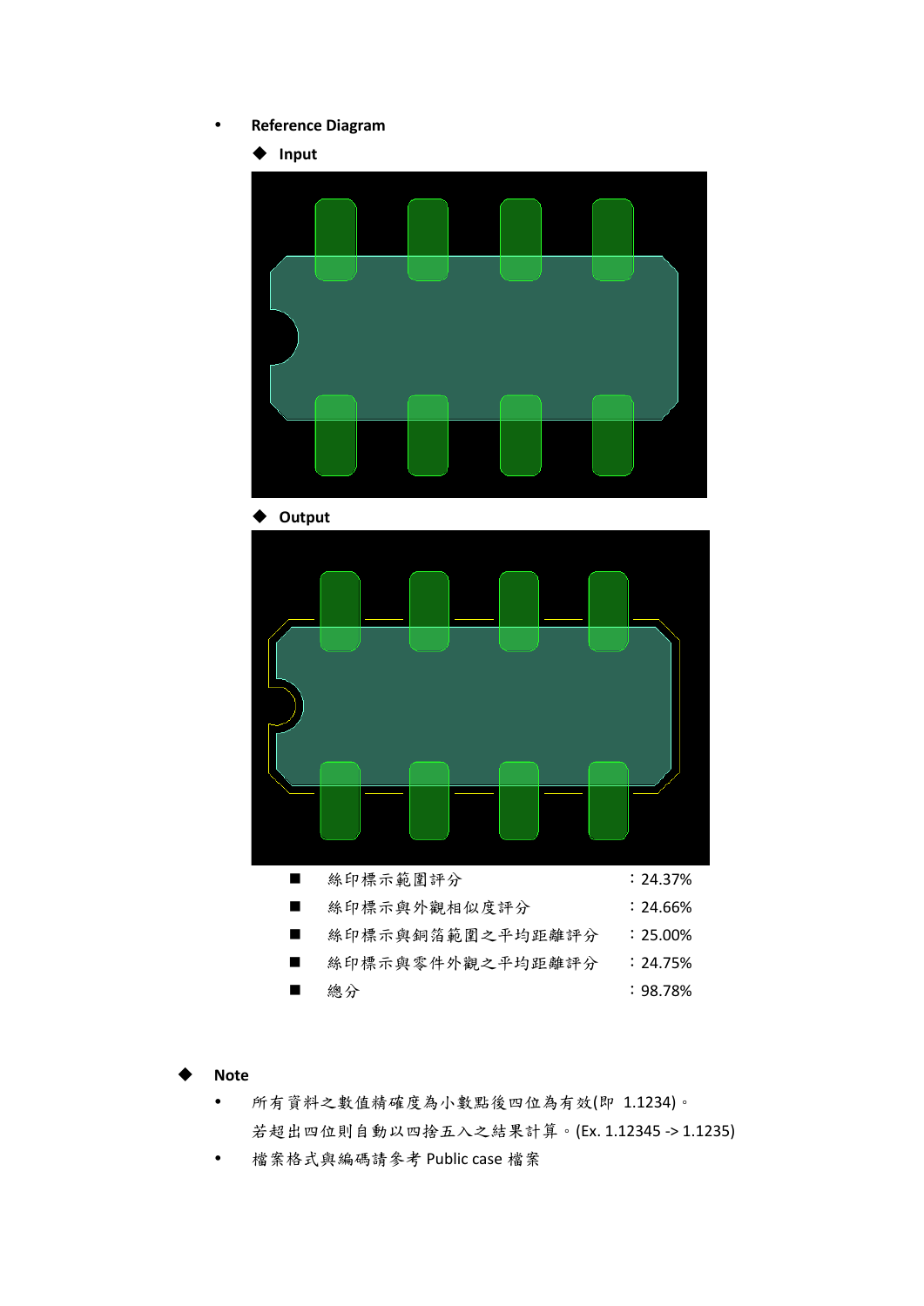- **Reference Diagram**
  - **Input**
  - **Output**

    - 絲印標示範圍評分　　　　　　　　：24.37%
    - 絲印標示與外觀相似度評分　　　　：24.66%
    - 絲印標示與銅箔範圍之平均距離評分：25.00%
    - 絲印標示與零件外觀之平均距離評分：24.75%
    - 總分　　　　　　　　　　　　　　：98.78%

- **Note**
  - 所有資料之數值精確度為小數點後四位為有效(即 1.1234)。若超出四位則自動以四捨五入之結果計算。(Ex. 1.12345 -> 1.1235)
  - 檔案格式與編碼請參考 Public case 檔案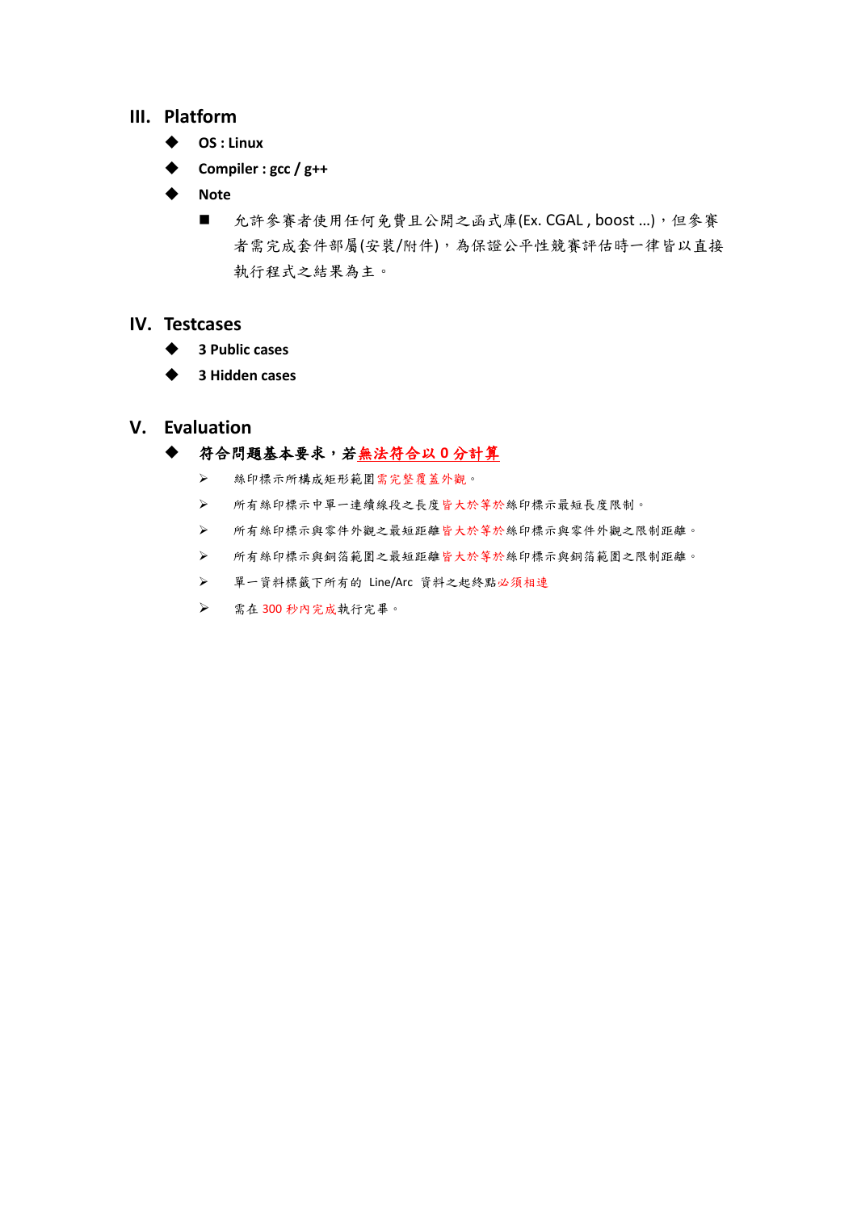## III. Platform

- **OS : Linux**
- **Compiler : gcc / g++**
- **Note**
  - 允許參賽者使用任何免費且公開之函式庫(Ex. CGAL , boost ...)，但參賽者需完成套件部屬(安裝/附件)，為保證公平性競賽評估時一律皆以直接執行程式之結果為主。

## IV. Testcases

- **3 Public cases**
- **3 Hidden cases**

## V. Evaluation

- **符合問題基本要求，若無法符合以 0 分計算**
  - 絲印標示所構成矩形範圍需完整覆蓋外觀。
  - 所有絲印標示中單一連續線段之長度皆大於等於絲印標示最短長度限制。
  - 所有絲印標示與零件外觀之最短距離皆大於等於絲印標示與零件外觀之限制距離。
  - 所有絲印標示與銅箔範圍之最短距離皆大於等於絲印標示與銅箔範圍之限制距離。
  - 單一資料標籤下所有的 Line/Arc 資料之起終點必須相連
  - 需在 300 秒內完成執行完畢。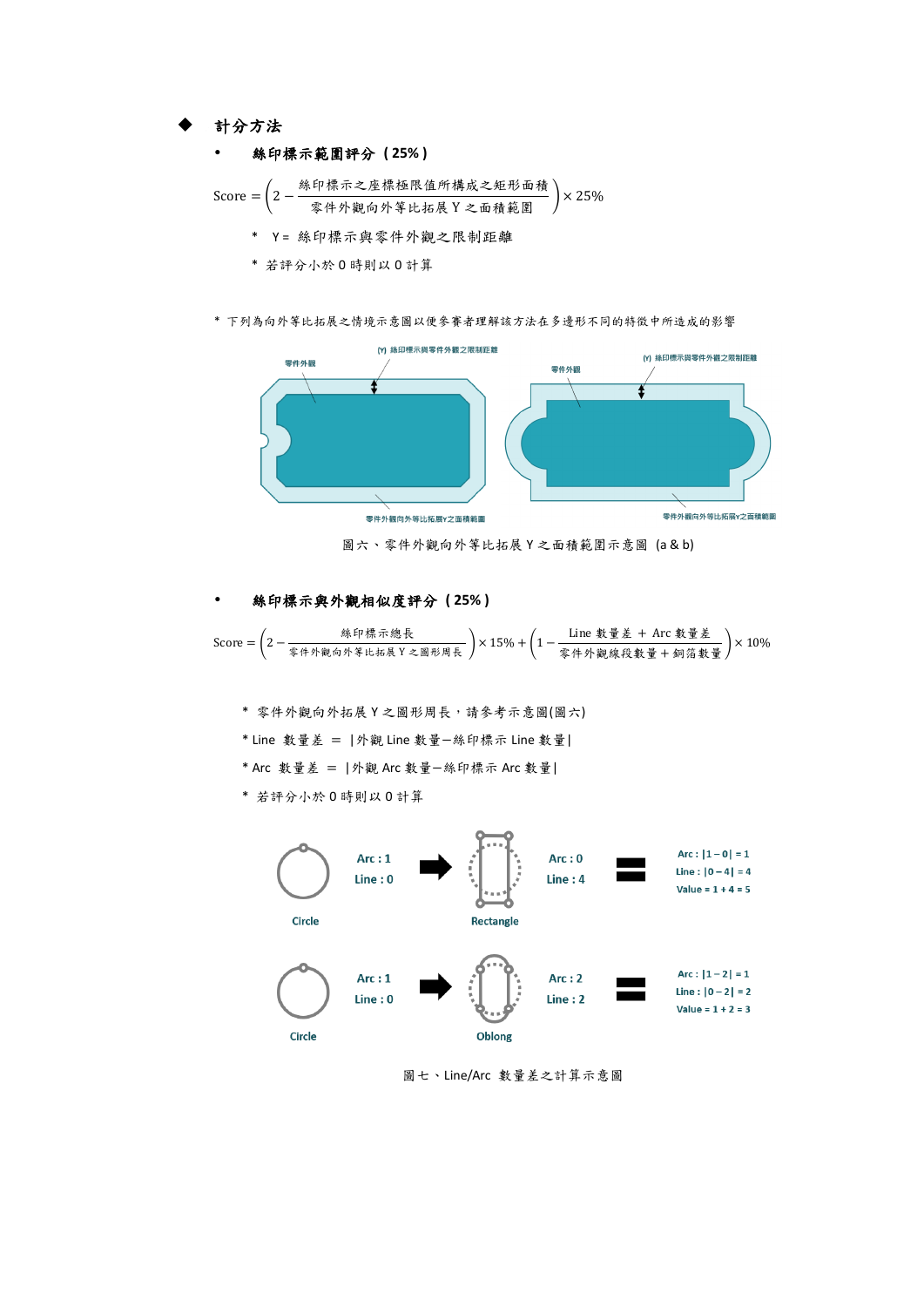## 計分方法

- **絲印標示範圍評分（25%）**

$$\text{Score} = \left(2 - \frac{\text{絲印標示之座標極限值所構成之矩形面積}}{\text{零件外觀向外等比拓展 Y 之面積範圍}}\right) \times 25\%$$

  * Y = 絲印標示與零件外觀之限制距離
  * 若評分小於 0 時則以 0 計算

* 下列為向外等比拓展之情境示意圖以便參賽者理解該方法在多邊形不同的特徵中所造成的影響

圖六、零件外觀向外等比拓展 Y 之面積範圍示意圖 (a & b)

- **絲印標示與外觀相似度評分（25%）**

$$\text{Score} = \left(2 - \frac{\text{絲印標示總長}}{\text{零件外觀向外等比拓展 Y 之圖形周長}}\right) \times 15\% + \left(1 - \frac{\text{Line 數量差} + \text{Arc 數量差}}{\text{零件外觀線段數量} + \text{銅箔數量}}\right) \times 10\%$$

  * 零件外觀向外拓展 Y 之圖形周長，請參考示意圖(圖六)
  * Line 數量差 = |外觀 Line 數量－絲印標示 Line 數量|
  * Arc 數量差 = |外觀 Arc 數量－絲印標示 Arc 數量|
  * 若評分小於 0 時則以 0 計算

圖七、Line/Arc 數量差之計算示意圖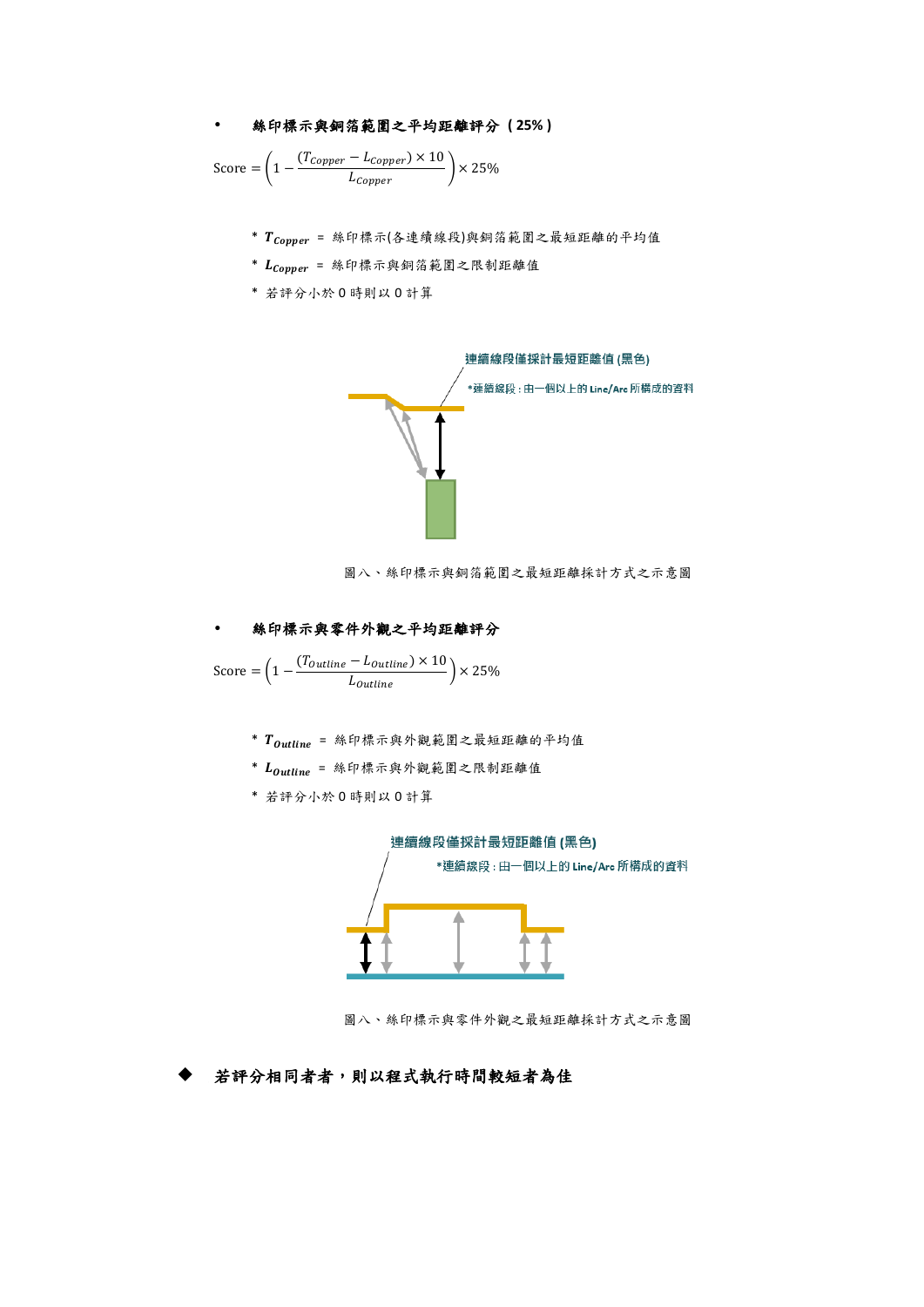- **絲印標示與銅箔範圍之平均距離評分（25%）**

$$\text{Score} = \left(1 - \frac{(T_{Copper} - L_{Copper}) \times 10}{L_{Copper}}\right) \times 25\%$$

* $T_{Copper}$ = 絲印標示(各連續線段)與銅箔範圍之最短距離的平均值
* $L_{Copper}$ = 絲印標示與銅箔範圍之限制距離值
* 若評分小於 0 時則以 0 計算

連續線段僅採計最短距離值 (黑色)

*連續線段：由一個以上的 Line/Arc 所構成的資料

圖八、絲印標示與銅箔範圍之最短距離採計方式之示意圖

- **絲印標示與零件外觀之平均距離評分**

$$\text{Score} = \left(1 - \frac{(T_{Outline} - L_{Outline}) \times 10}{L_{Outline}}\right) \times 25\%$$

* $T_{Outline}$ = 絲印標示與外觀範圍之最短距離的平均值
* $L_{Outline}$ = 絲印標示與外觀範圍之限制距離值
* 若評分小於 0 時則以 0 計算

連續線段僅採計最短距離值 (黑色)

*連續線段：由一個以上的 Line/Arc 所構成的資料

圖八、絲印標示與零件外觀之最短距離採計方式之示意圖

- **若評分相同者者，則以程式執行時間較短者為佳**